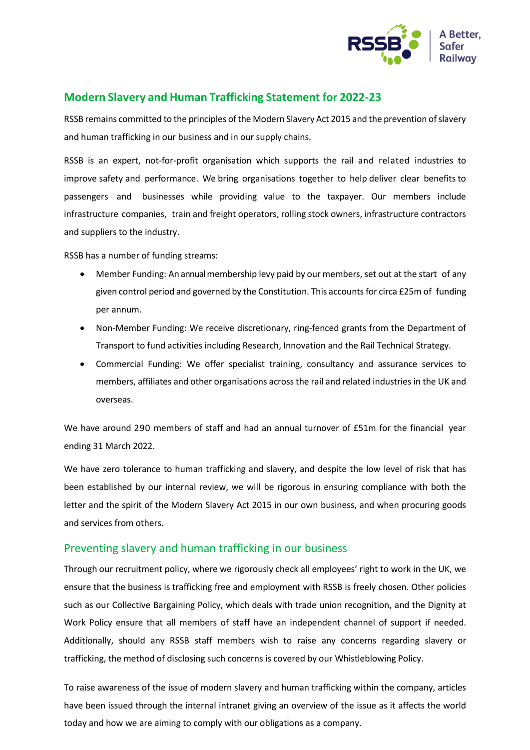# Modern Slavery and Human Trafficking Statement for 2022-23

RSSB remains committed to the principles of the Modern Slavery Act 2015 and the prevention of slavery and human trafficking in our business and in our supply chains.

RSSB is an expert, not-for-profit organisation which supports the rail and related industries to improve safety and performance. We bring organisations together to help deliver clear benefits to passengers and businesses while providing value to the taxpayer. Our members include infrastructure companies, train and freight operators, rolling stock owners, infrastructure contractors and suppliers to the industry.

RSSB has a number of funding streams:

- Member Funding: An annual membership levy paid by our members, set out at the start of any given control period and governed by the Constitution. This accounts for circa £25m of funding per annum.
- Non-Member Funding: We receive discretionary, ring-fenced grants from the Department of Transport to fund activities including Research, Innovation and the Rail Technical Strategy.
- Commercial Funding: We offer specialist training, consultancy and assurance services to members, affiliates and other organisations across the rail and related industries in the UK and overseas.

We have around 290 members of staff and had an annual turnover of £51m for the financial year ending 31 March 2022.

We have zero tolerance to human trafficking and slavery, and despite the low level of risk that has been established by our internal review, we will be rigorous in ensuring compliance with both the letter and the spirit of the Modern Slavery Act 2015 in our own business, and when procuring goods and services from others.

## Preventing slavery and human trafficking in our business

Through our recruitment policy, where we rigorously check all employees' right to work in the UK, we ensure that the business is trafficking free and employment with RSSB is freely chosen. Other policies such as our Collective Bargaining Policy, which deals with trade union recognition, and the Dignity at Work Policy ensure that all members of staff have an independent channel of support if needed. Additionally, should any RSSB staff members wish to raise any concerns regarding slavery or trafficking, the method of disclosing such concerns is covered by our Whistleblowing Policy.

To raise awareness of the issue of modern slavery and human trafficking within the company, articles have been issued through the internal intranet giving an overview of the issue as it affects the world today and how we are aiming to comply with our obligations as a company.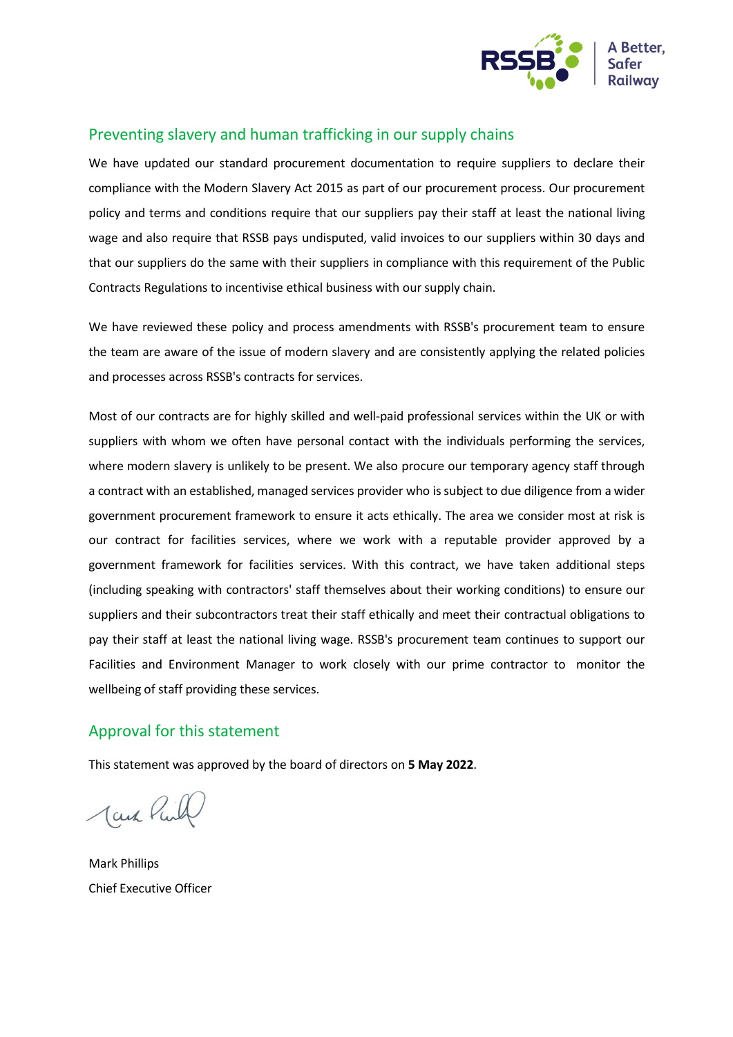## Preventing slavery and human trafficking in our supply chains

We have updated our standard procurement documentation to require suppliers to declare their compliance with the Modern Slavery Act 2015 as part of our procurement process. Our procurement policy and terms and conditions require that our suppliers pay their staff at least the national living wage and also require that RSSB pays undisputed, valid invoices to our suppliers within 30 days and that our suppliers do the same with their suppliers in compliance with this requirement of the Public Contracts Regulations to incentivise ethical business with our supply chain.

We have reviewed these policy and process amendments with RSSB's procurement team to ensure the team are aware of the issue of modern slavery and are consistently applying the related policies and processes across RSSB's contracts for services.

Most of our contracts are for highly skilled and well-paid professional services within the UK or with suppliers with whom we often have personal contact with the individuals performing the services, where modern slavery is unlikely to be present. We also procure our temporary agency staff through a contract with an established, managed services provider who is subject to due diligence from a wider government procurement framework to ensure it acts ethically. The area we consider most at risk is our contract for facilities services, where we work with a reputable provider approved by a government framework for facilities services. With this contract, we have taken additional steps (including speaking with contractors' staff themselves about their working conditions) to ensure our suppliers and their subcontractors treat their staff ethically and meet their contractual obligations to pay their staff at least the national living wage. RSSB's procurement team continues to support our Facilities and Environment Manager to work closely with our prime contractor to monitor the wellbeing of staff providing these services.

## Approval for this statement

This statement was approved by the board of directors on **5 May 2022**.

Mark Phillips
Chief Executive Officer